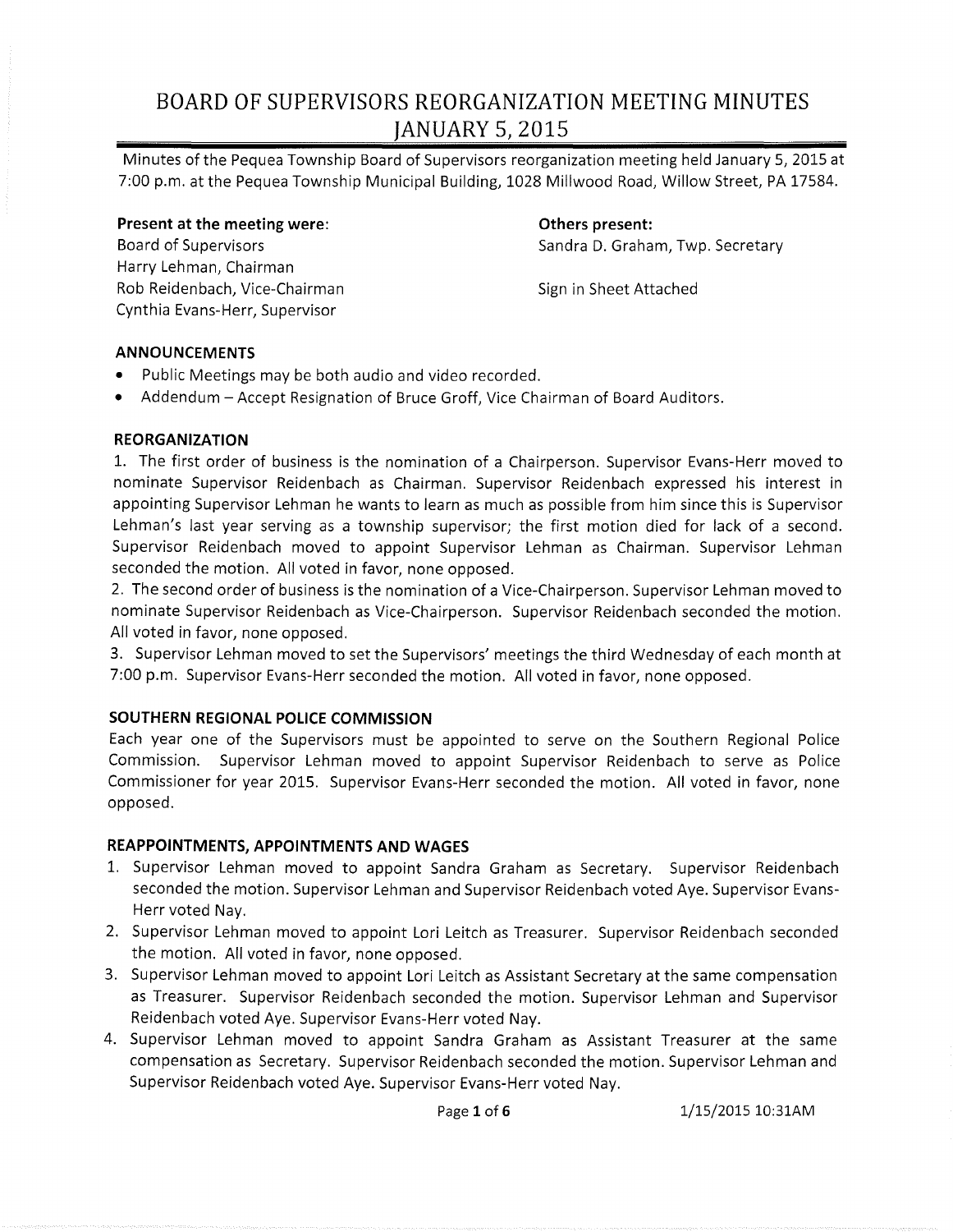# BOARD OF SUPERVISORS REORGANIZATION MEETING MINUTES JANUARY 5, 2015

Minutes of the Pequea Township Board of Supervisors reorganization meeting held January 5, 2015 at 7:00 p.m. at the Pequea Township Municipal Building, 1028 Millwood Road, Willow Street, PA 17584.

**Present at the meeting were:**
Board of Supervisors
Harry Lehman, Chairman
Rob Reidenbach, Vice-Chairman
Cynthia Evans-Herr, Supervisor

**Others present:**
Sandra D. Graham, Twp. Secretary

Sign in Sheet Attached

### ANNOUNCEMENTS

- Public Meetings may be both audio and video recorded.
- Addendum – Accept Resignation of Bruce Groff, Vice Chairman of Board Auditors.

### REORGANIZATION

1. The first order of business is the nomination of a Chairperson. Supervisor Evans-Herr moved to nominate Supervisor Reidenbach as Chairman. Supervisor Reidenbach expressed his interest in appointing Supervisor Lehman he wants to learn as much as possible from him since this is Supervisor Lehman's last year serving as a township supervisor; the first motion died for lack of a second. Supervisor Reidenbach moved to appoint Supervisor Lehman as Chairman. Supervisor Lehman seconded the motion. All voted in favor, none opposed.
2. The second order of business is the nomination of a Vice-Chairperson. Supervisor Lehman moved to nominate Supervisor Reidenbach as Vice-Chairperson. Supervisor Reidenbach seconded the motion. All voted in favor, none opposed.
3. Supervisor Lehman moved to set the Supervisors' meetings the third Wednesday of each month at 7:00 p.m. Supervisor Evans-Herr seconded the motion. All voted in favor, none opposed.

### SOUTHERN REGIONAL POLICE COMMISSION

Each year one of the Supervisors must be appointed to serve on the Southern Regional Police Commission. Supervisor Lehman moved to appoint Supervisor Reidenbach to serve as Police Commissioner for year 2015. Supervisor Evans-Herr seconded the motion. All voted in favor, none opposed.

### REAPPOINTMENTS, APPOINTMENTS AND WAGES

1. Supervisor Lehman moved to appoint Sandra Graham as Secretary. Supervisor Reidenbach seconded the motion. Supervisor Lehman and Supervisor Reidenbach voted Aye. Supervisor Evans-Herr voted Nay.
2. Supervisor Lehman moved to appoint Lori Leitch as Treasurer. Supervisor Reidenbach seconded the motion. All voted in favor, none opposed.
3. Supervisor Lehman moved to appoint Lori Leitch as Assistant Secretary at the same compensation as Treasurer. Supervisor Reidenbach seconded the motion. Supervisor Lehman and Supervisor Reidenbach voted Aye. Supervisor Evans-Herr voted Nay.
4. Supervisor Lehman moved to appoint Sandra Graham as Assistant Treasurer at the same compensation as Secretary. Supervisor Reidenbach seconded the motion. Supervisor Lehman and Supervisor Reidenbach voted Aye. Supervisor Evans-Herr voted Nay.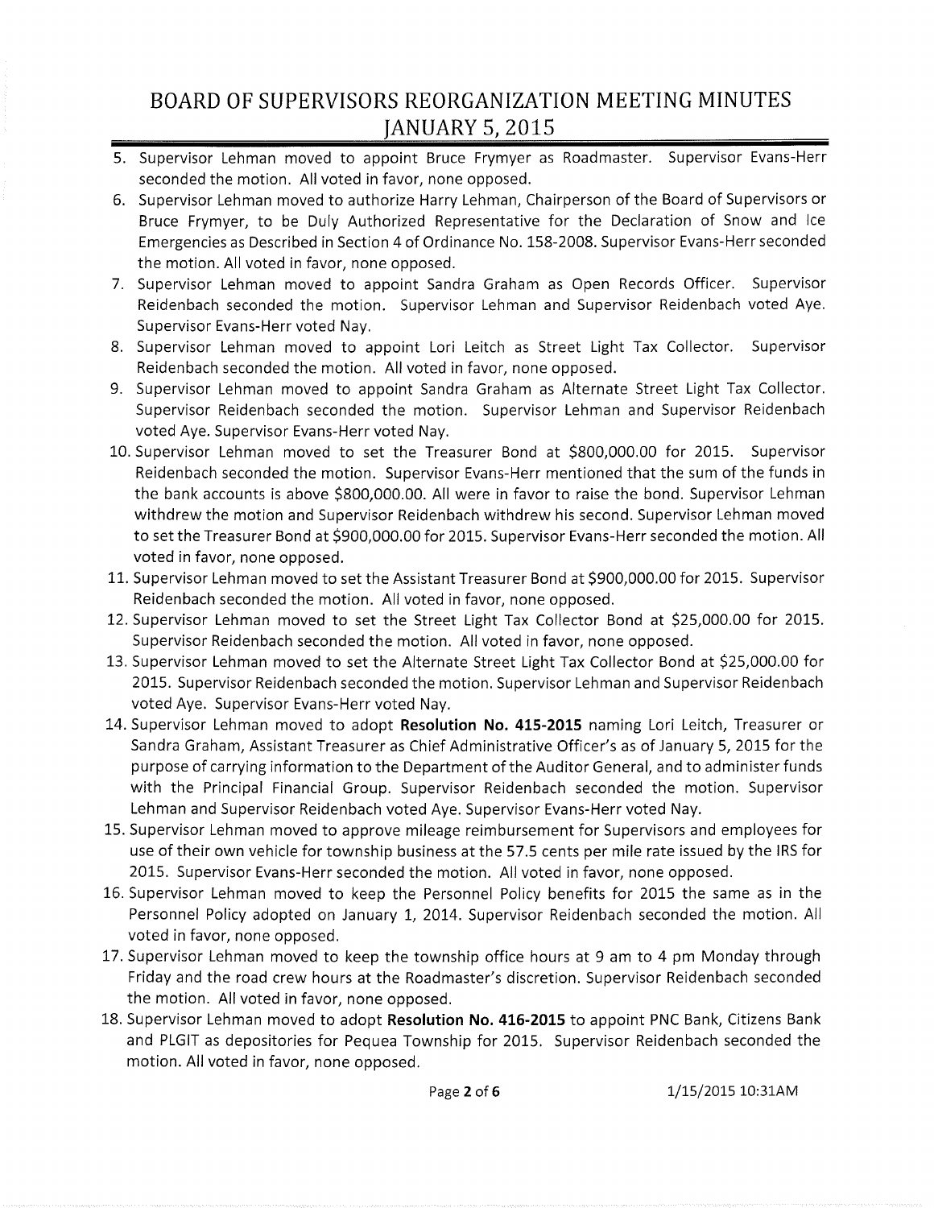5. Supervisor Lehman moved to appoint Bruce Frymyer as Roadmaster. Supervisor Evans-Herr seconded the motion. All voted in favor, none opposed.
6. Supervisor Lehman moved to authorize Harry Lehman, Chairperson of the Board of Supervisors or Bruce Frymyer, to be Duly Authorized Representative for the Declaration of Snow and Ice Emergencies as Described in Section 4 of Ordinance No. 158-2008. Supervisor Evans-Herr seconded the motion. All voted in favor, none opposed.
7. Supervisor Lehman moved to appoint Sandra Graham as Open Records Officer. Supervisor Reidenbach seconded the motion. Supervisor Lehman and Supervisor Reidenbach voted Aye. Supervisor Evans-Herr voted Nay.
8. Supervisor Lehman moved to appoint Lori Leitch as Street Light Tax Collector. Supervisor Reidenbach seconded the motion. All voted in favor, none opposed.
9. Supervisor Lehman moved to appoint Sandra Graham as Alternate Street Light Tax Collector. Supervisor Reidenbach seconded the motion. Supervisor Lehman and Supervisor Reidenbach voted Aye. Supervisor Evans-Herr voted Nay.
10. Supervisor Lehman moved to set the Treasurer Bond at $800,000.00 for 2015. Supervisor Reidenbach seconded the motion. Supervisor Evans-Herr mentioned that the sum of the funds in the bank accounts is above $800,000.00. All were in favor to raise the bond. Supervisor Lehman withdrew the motion and Supervisor Reidenbach withdrew his second. Supervisor Lehman moved to set the Treasurer Bond at $900,000.00 for 2015. Supervisor Evans-Herr seconded the motion. All voted in favor, none opposed.
11. Supervisor Lehman moved to set the Assistant Treasurer Bond at $900,000.00 for 2015. Supervisor Reidenbach seconded the motion. All voted in favor, none opposed.
12. Supervisor Lehman moved to set the Street Light Tax Collector Bond at $25,000.00 for 2015. Supervisor Reidenbach seconded the motion. All voted in favor, none opposed.
13. Supervisor Lehman moved to set the Alternate Street Light Tax Collector Bond at $25,000.00 for 2015. Supervisor Reidenbach seconded the motion. Supervisor Lehman and Supervisor Reidenbach voted Aye. Supervisor Evans-Herr voted Nay.
14. Supervisor Lehman moved to adopt **Resolution No. 415-2015** naming Lori Leitch, Treasurer or Sandra Graham, Assistant Treasurer as Chief Administrative Officer's as of January 5, 2015 for the purpose of carrying information to the Department of the Auditor General, and to administer funds with the Principal Financial Group. Supervisor Reidenbach seconded the motion. Supervisor Lehman and Supervisor Reidenbach voted Aye. Supervisor Evans-Herr voted Nay.
15. Supervisor Lehman moved to approve mileage reimbursement for Supervisors and employees for use of their own vehicle for township business at the 57.5 cents per mile rate issued by the IRS for 2015. Supervisor Evans-Herr seconded the motion. All voted in favor, none opposed.
16. Supervisor Lehman moved to keep the Personnel Policy benefits for 2015 the same as in the Personnel Policy adopted on January 1, 2014. Supervisor Reidenbach seconded the motion. All voted in favor, none opposed.
17. Supervisor Lehman moved to keep the township office hours at 9 am to 4 pm Monday through Friday and the road crew hours at the Roadmaster's discretion. Supervisor Reidenbach seconded the motion. All voted in favor, none opposed.
18. Supervisor Lehman moved to adopt **Resolution No. 416-2015** to appoint PNC Bank, Citizens Bank and PLGIT as depositories for Pequea Township for 2015. Supervisor Reidenbach seconded the motion. All voted in favor, none opposed.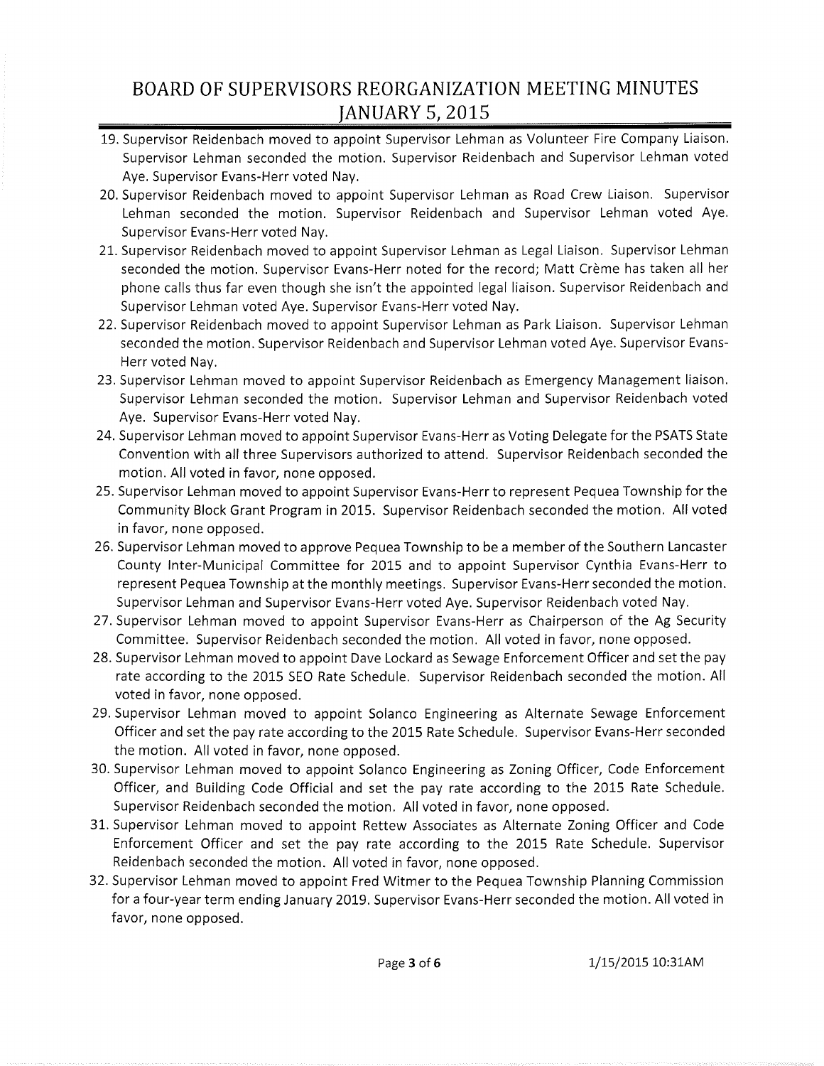19. Supervisor Reidenbach moved to appoint Supervisor Lehman as Volunteer Fire Company Liaison. Supervisor Lehman seconded the motion. Supervisor Reidenbach and Supervisor Lehman voted Aye. Supervisor Evans-Herr voted Nay.
20. Supervisor Reidenbach moved to appoint Supervisor Lehman as Road Crew Liaison. Supervisor Lehman seconded the motion. Supervisor Reidenbach and Supervisor Lehman voted Aye. Supervisor Evans-Herr voted Nay.
21. Supervisor Reidenbach moved to appoint Supervisor Lehman as Legal Liaison. Supervisor Lehman seconded the motion. Supervisor Evans-Herr noted for the record; Matt Crème has taken all her phone calls thus far even though she isn't the appointed legal liaison. Supervisor Reidenbach and Supervisor Lehman voted Aye. Supervisor Evans-Herr voted Nay.
22. Supervisor Reidenbach moved to appoint Supervisor Lehman as Park Liaison. Supervisor Lehman seconded the motion. Supervisor Reidenbach and Supervisor Lehman voted Aye. Supervisor Evans-Herr voted Nay.
23. Supervisor Lehman moved to appoint Supervisor Reidenbach as Emergency Management liaison. Supervisor Lehman seconded the motion. Supervisor Lehman and Supervisor Reidenbach voted Aye. Supervisor Evans-Herr voted Nay.
24. Supervisor Lehman moved to appoint Supervisor Evans-Herr as Voting Delegate for the PSATS State Convention with all three Supervisors authorized to attend. Supervisor Reidenbach seconded the motion. All voted in favor, none opposed.
25. Supervisor Lehman moved to appoint Supervisor Evans-Herr to represent Pequea Township for the Community Block Grant Program in 2015. Supervisor Reidenbach seconded the motion. All voted in favor, none opposed.
26. Supervisor Lehman moved to approve Pequea Township to be a member of the Southern Lancaster County Inter-Municipal Committee for 2015 and to appoint Supervisor Cynthia Evans-Herr to represent Pequea Township at the monthly meetings. Supervisor Evans-Herr seconded the motion. Supervisor Lehman and Supervisor Evans-Herr voted Aye. Supervisor Reidenbach voted Nay.
27. Supervisor Lehman moved to appoint Supervisor Evans-Herr as Chairperson of the Ag Security Committee. Supervisor Reidenbach seconded the motion. All voted in favor, none opposed.
28. Supervisor Lehman moved to appoint Dave Lockard as Sewage Enforcement Officer and set the pay rate according to the 2015 SEO Rate Schedule. Supervisor Reidenbach seconded the motion. All voted in favor, none opposed.
29. Supervisor Lehman moved to appoint Solanco Engineering as Alternate Sewage Enforcement Officer and set the pay rate according to the 2015 Rate Schedule. Supervisor Evans-Herr seconded the motion. All voted in favor, none opposed.
30. Supervisor Lehman moved to appoint Solanco Engineering as Zoning Officer, Code Enforcement Officer, and Building Code Official and set the pay rate according to the 2015 Rate Schedule. Supervisor Reidenbach seconded the motion. All voted in favor, none opposed.
31. Supervisor Lehman moved to appoint Rettew Associates as Alternate Zoning Officer and Code Enforcement Officer and set the pay rate according to the 2015 Rate Schedule. Supervisor Reidenbach seconded the motion. All voted in favor, none opposed.
32. Supervisor Lehman moved to appoint Fred Witmer to the Pequea Township Planning Commission for a four-year term ending January 2019. Supervisor Evans-Herr seconded the motion. All voted in favor, none opposed.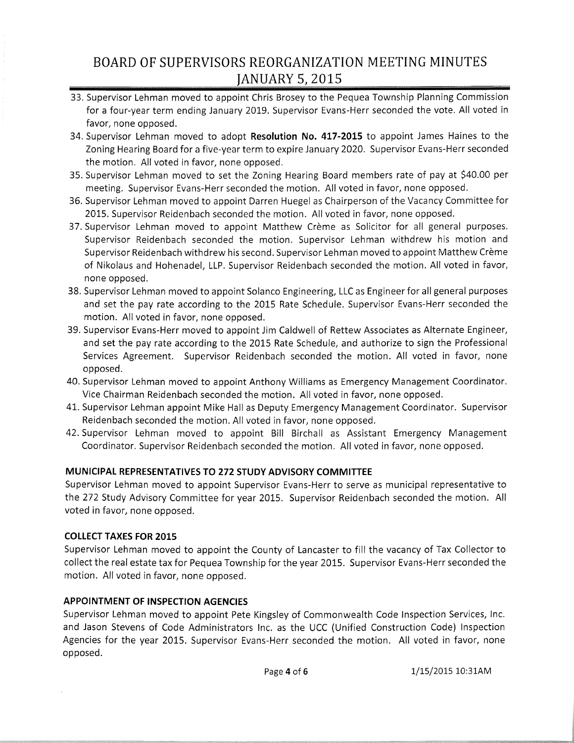33. Supervisor Lehman moved to appoint Chris Brosey to the Pequea Township Planning Commission for a four-year term ending January 2019. Supervisor Evans-Herr seconded the vote. All voted in favor, none opposed.
34. Supervisor Lehman moved to adopt **Resolution No. 417-2015** to appoint James Haines to the Zoning Hearing Board for a five-year term to expire January 2020. Supervisor Evans-Herr seconded the motion. All voted in favor, none opposed.
35. Supervisor Lehman moved to set the Zoning Hearing Board members rate of pay at $40.00 per meeting. Supervisor Evans-Herr seconded the motion. All voted in favor, none opposed.
36. Supervisor Lehman moved to appoint Darren Huegel as Chairperson of the Vacancy Committee for 2015. Supervisor Reidenbach seconded the motion. All voted in favor, none opposed.
37. Supervisor Lehman moved to appoint Matthew Crème as Solicitor for all general purposes. Supervisor Reidenbach seconded the motion. Supervisor Lehman withdrew his motion and Supervisor Reidenbach withdrew his second. Supervisor Lehman moved to appoint Matthew Crème of Nikolaus and Hohenadel, LLP. Supervisor Reidenbach seconded the motion. All voted in favor, none opposed.
38. Supervisor Lehman moved to appoint Solanco Engineering, LLC as Engineer for all general purposes and set the pay rate according to the 2015 Rate Schedule. Supervisor Evans-Herr seconded the motion. All voted in favor, none opposed.
39. Supervisor Evans-Herr moved to appoint Jim Caldwell of Rettew Associates as Alternate Engineer, and set the pay rate according to the 2015 Rate Schedule, and authorize to sign the Professional Services Agreement. Supervisor Reidenbach seconded the motion. All voted in favor, none opposed.
40. Supervisor Lehman moved to appoint Anthony Williams as Emergency Management Coordinator. Vice Chairman Reidenbach seconded the motion. All voted in favor, none opposed.
41. Supervisor Lehman appoint Mike Hall as Deputy Emergency Management Coordinator. Supervisor Reidenbach seconded the motion. All voted in favor, none opposed.
42. Supervisor Lehman moved to appoint Bill Birchall as Assistant Emergency Management Coordinator. Supervisor Reidenbach seconded the motion. All voted in favor, none opposed.

**MUNICIPAL REPRESENTATIVES TO 272 STUDY ADVISORY COMMITTEE**

Supervisor Lehman moved to appoint Supervisor Evans-Herr to serve as municipal representative to the 272 Study Advisory Committee for year 2015. Supervisor Reidenbach seconded the motion. All voted in favor, none opposed.

**COLLECT TAXES FOR 2015**

Supervisor Lehman moved to appoint the County of Lancaster to fill the vacancy of Tax Collector to collect the real estate tax for Pequea Township for the year 2015. Supervisor Evans-Herr seconded the motion. All voted in favor, none opposed.

**APPOINTMENT OF INSPECTION AGENCIES**

Supervisor Lehman moved to appoint Pete Kingsley of Commonwealth Code Inspection Services, Inc. and Jason Stevens of Code Administrators Inc. as the UCC (Unified Construction Code) Inspection Agencies for the year 2015. Supervisor Evans-Herr seconded the motion. All voted in favor, none opposed.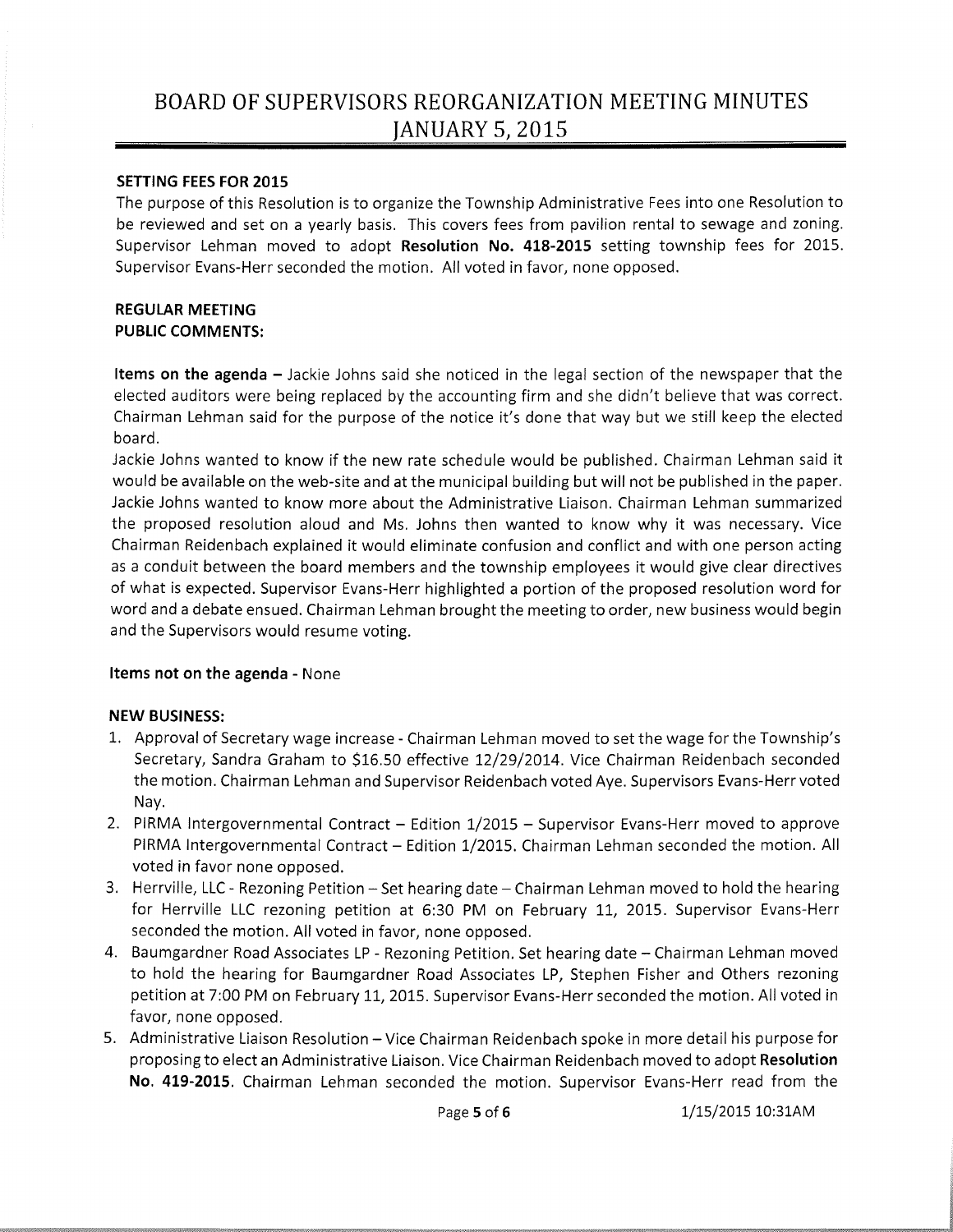# BOARD OF SUPERVISORS REORGANIZATION MEETING MINUTES JANUARY 5, 2015

**SETTING FEES FOR 2015**

The purpose of this Resolution is to organize the Township Administrative Fees into one Resolution to be reviewed and set on a yearly basis. This covers fees from pavilion rental to sewage and zoning. Supervisor Lehman moved to adopt **Resolution No. 418-2015** setting township fees for 2015. Supervisor Evans-Herr seconded the motion. All voted in favor, none opposed.

**REGULAR MEETING**

**PUBLIC COMMENTS:**

**Items on the agenda –** Jackie Johns said she noticed in the legal section of the newspaper that the elected auditors were being replaced by the accounting firm and she didn't believe that was correct. Chairman Lehman said for the purpose of the notice it's done that way but we still keep the elected board.

Jackie Johns wanted to know if the new rate schedule would be published. Chairman Lehman said it would be available on the web-site and at the municipal building but will not be published in the paper. Jackie Johns wanted to know more about the Administrative Liaison. Chairman Lehman summarized the proposed resolution aloud and Ms. Johns then wanted to know why it was necessary. Vice Chairman Reidenbach explained it would eliminate confusion and conflict and with one person acting as a conduit between the board members and the township employees it would give clear directives of what is expected. Supervisor Evans-Herr highlighted a portion of the proposed resolution word for word and a debate ensued. Chairman Lehman brought the meeting to order, new business would begin and the Supervisors would resume voting.

**Items not on the agenda** - None

**NEW BUSINESS:**

1. Approval of Secretary wage increase - Chairman Lehman moved to set the wage for the Township's Secretary, Sandra Graham to $16.50 effective 12/29/2014. Vice Chairman Reidenbach seconded the motion. Chairman Lehman and Supervisor Reidenbach voted Aye. Supervisors Evans-Herr voted Nay.
2. PIRMA Intergovernmental Contract – Edition 1/2015 – Supervisor Evans-Herr moved to approve PIRMA Intergovernmental Contract – Edition 1/2015. Chairman Lehman seconded the motion. All voted in favor none opposed.
3. Herrville, LLC - Rezoning Petition – Set hearing date – Chairman Lehman moved to hold the hearing for Herrville LLC rezoning petition at 6:30 PM on February 11, 2015. Supervisor Evans-Herr seconded the motion. All voted in favor, none opposed.
4. Baumgardner Road Associates LP - Rezoning Petition. Set hearing date – Chairman Lehman moved to hold the hearing for Baumgardner Road Associates LP, Stephen Fisher and Others rezoning petition at 7:00 PM on February 11, 2015. Supervisor Evans-Herr seconded the motion. All voted in favor, none opposed.
5. Administrative Liaison Resolution – Vice Chairman Reidenbach spoke in more detail his purpose for proposing to elect an Administrative Liaison. Vice Chairman Reidenbach moved to adopt **Resolution No. 419-2015**. Chairman Lehman seconded the motion. Supervisor Evans-Herr read from the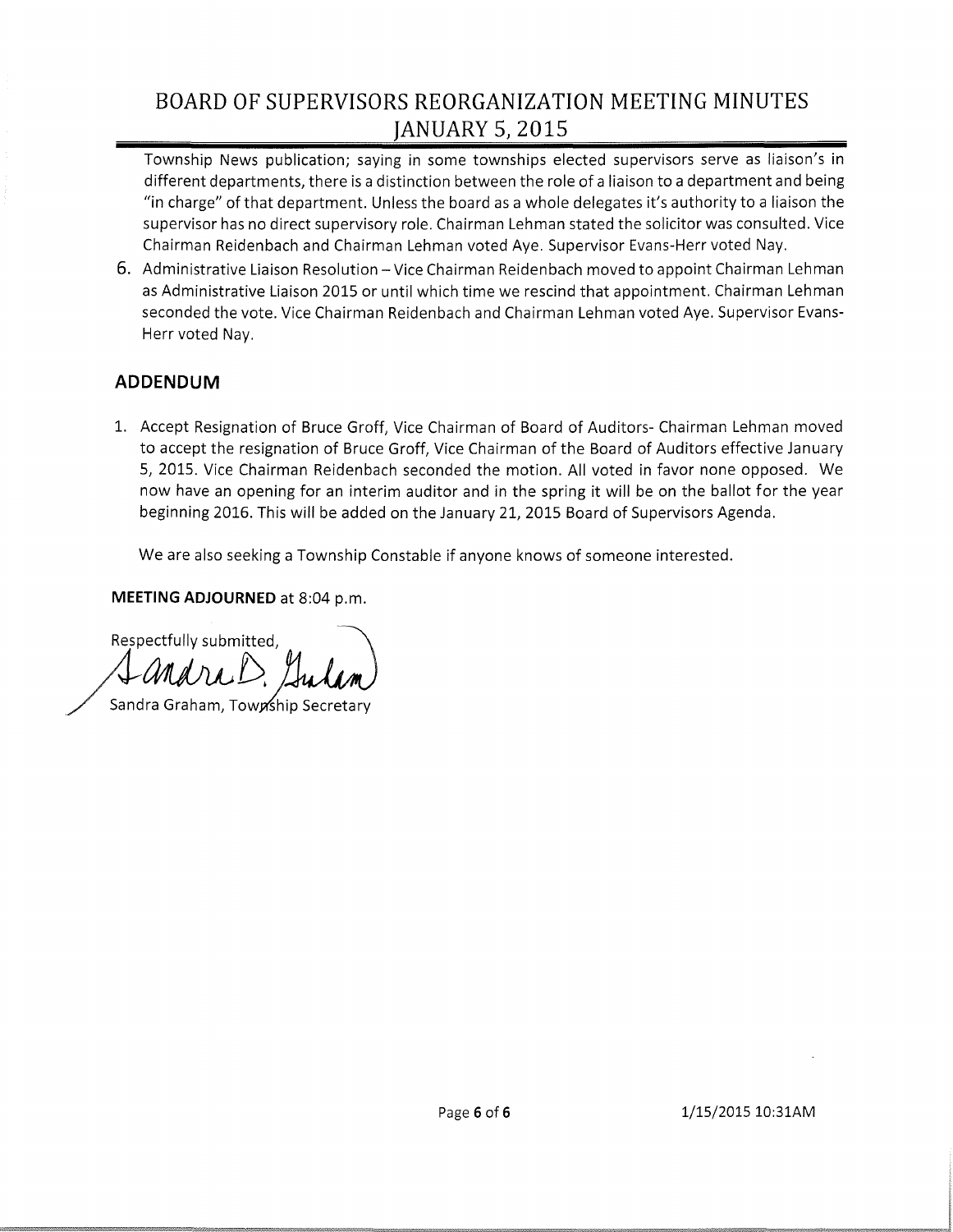Township News publication; saying in some townships elected supervisors serve as liaison's in different departments, there is a distinction between the role of a liaison to a department and being "in charge" of that department. Unless the board as a whole delegates it's authority to a liaison the supervisor has no direct supervisory role. Chairman Lehman stated the solicitor was consulted. Vice Chairman Reidenbach and Chairman Lehman voted Aye. Supervisor Evans-Herr voted Nay.

6. Administrative Liaison Resolution – Vice Chairman Reidenbach moved to appoint Chairman Lehman as Administrative Liaison 2015 or until which time we rescind that appointment. Chairman Lehman seconded the vote. Vice Chairman Reidenbach and Chairman Lehman voted Aye. Supervisor Evans-Herr voted Nay.

## ADDENDUM

1. Accept Resignation of Bruce Groff, Vice Chairman of Board of Auditors- Chairman Lehman moved to accept the resignation of Bruce Groff, Vice Chairman of the Board of Auditors effective January 5, 2015. Vice Chairman Reidenbach seconded the motion. All voted in favor none opposed. We now have an opening for an interim auditor and in the spring it will be on the ballot for the year beginning 2016. This will be added on the January 21, 2015 Board of Supervisors Agenda.

   We are also seeking a Township Constable if anyone knows of someone interested.

**MEETING ADJOURNED** at 8:04 p.m.

Respectfully submitted,

Sandra D. Graham

Sandra Graham, Township Secretary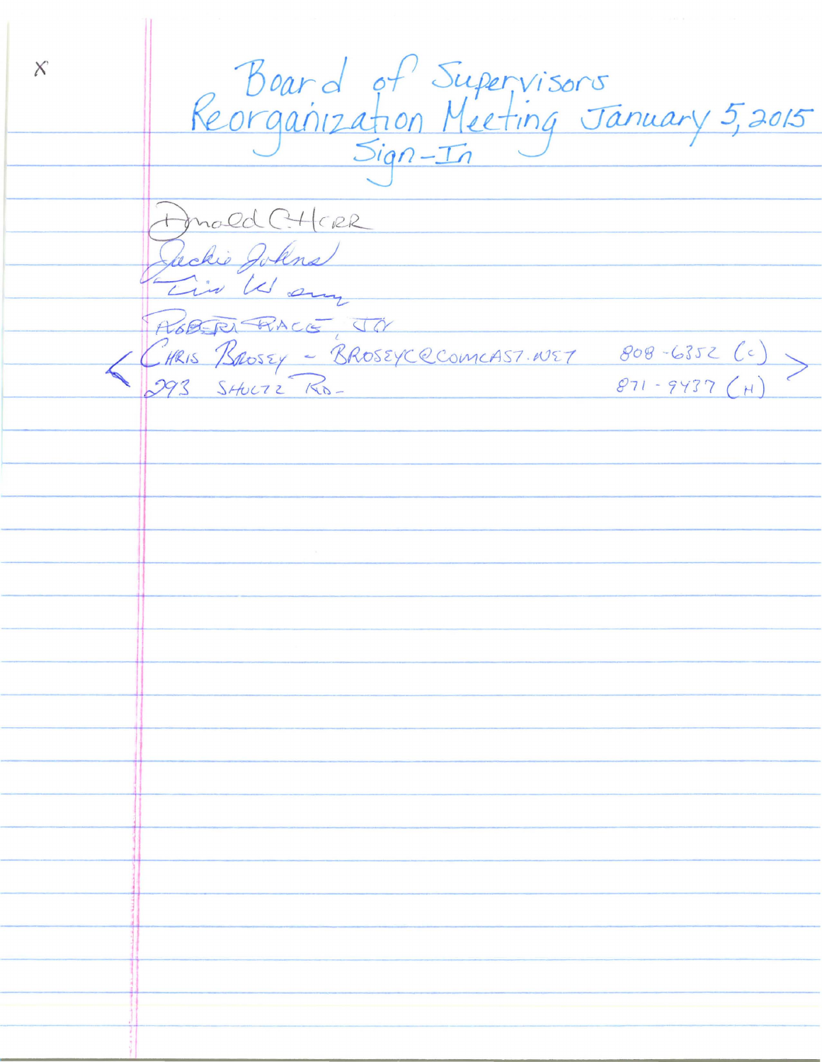X

# Board of Supervisors Reorganization Meeting January 5, 2015
## Sign-In

Donald C. Herr

Jackie Johns

Tim W...

Robert Place, Jr

< Chris Brosey - BROSEYC@COMCAST.NET 808-6352 (c) >
293 Shultz Rd- 871-9437 (H)